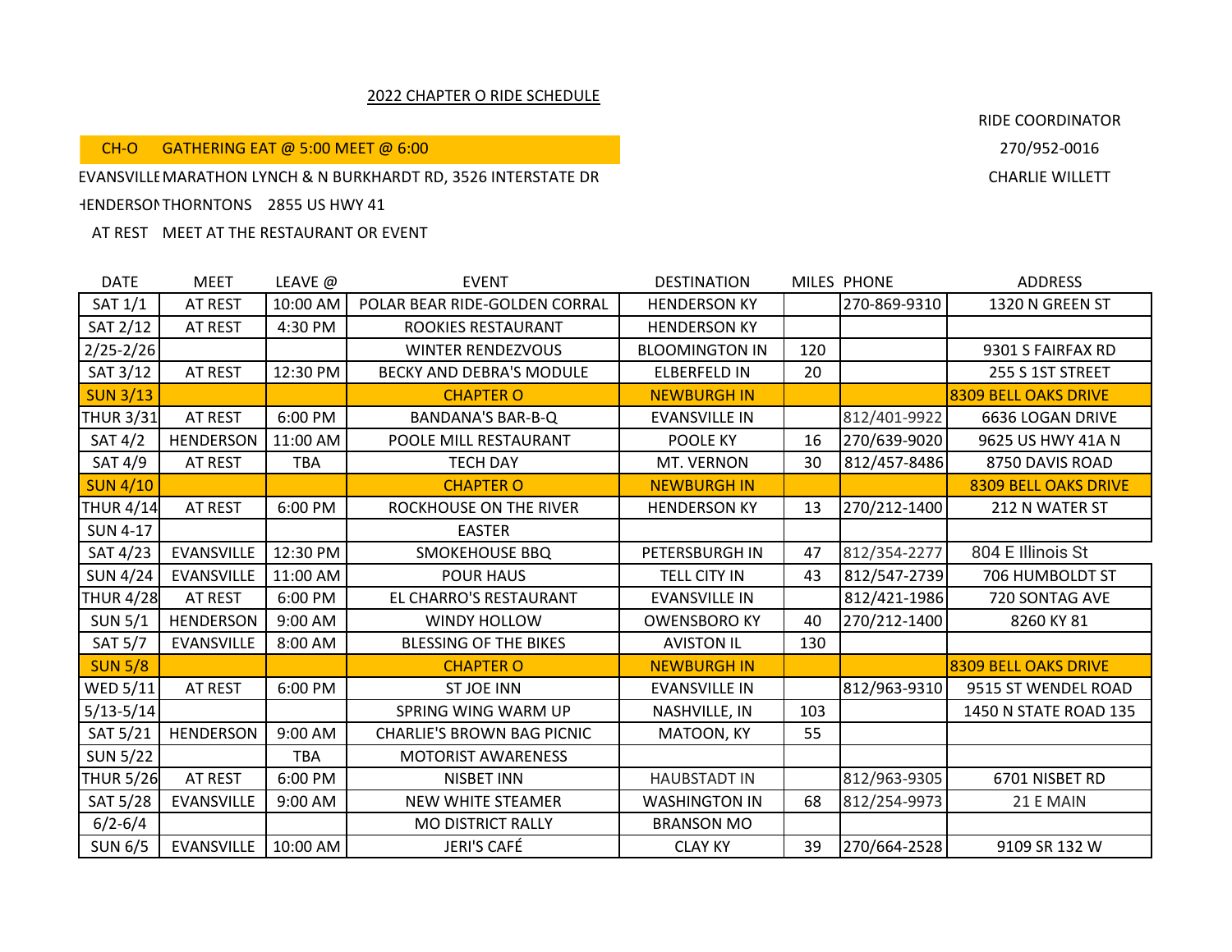# 2022 CHAPTER O RIDE SCHEDULE

RIDE COORDINATOR

270/952-0016

CHARLIE WILLETT

CH-O GATHERING EAT @ 5:00 MEET @ 6:00

EVANSVILLE MARATHON LYNCH & N BURKHARDT RD, 3526 INTERSTATE DR

HENDERSON THORNTONS 2855 US HWY 41

AT REST MEET AT THE RESTAURANT OR EVENT

| DATE | MEET | LEAVE @ | EVENT | DESTINATION | MILES | PHONE | ADDRESS |
|---|---|---|---|---|---|---|---|
| SAT 1/1 | AT REST | 10:00 AM | POLAR BEAR RIDE-GOLDEN CORRAL | HENDERSON KY | | 270-869-9310 | 1320 N GREEN ST |
| SAT 2/12 | AT REST | 4:30 PM | ROOKIES RESTAURANT | HENDERSON KY | | | |
| 2/25-2/26 | | | WINTER RENDEZVOUS | BLOOMINGTON IN | 120 | | 9301 S FAIRFAX RD |
| SAT 3/12 | AT REST | 12:30 PM | BECKY AND DEBRA'S MODULE | ELBERFELD IN | 20 | | 255 S 1ST STREET |
| SUN 3/13 | | | CHAPTER O | NEWBURGH IN | | | 8309 BELL OAKS DRIVE |
| THUR 3/31 | AT REST | 6:00 PM | BANDANA'S BAR-B-Q | EVANSVILLE IN | | 812/401-9922 | 6636 LOGAN DRIVE |
| SAT 4/2 | HENDERSON | 11:00 AM | POOLE MILL RESTAURANT | POOLE KY | 16 | 270/639-9020 | 9625 US HWY 41A N |
| SAT 4/9 | AT REST | TBA | TECH DAY | MT. VERNON | 30 | 812/457-8486 | 8750 DAVIS ROAD |
| SUN 4/10 | | | CHAPTER O | NEWBURGH IN | | | 8309 BELL OAKS DRIVE |
| THUR 4/14 | AT REST | 6:00 PM | ROCKHOUSE ON THE RIVER | HENDERSON KY | 13 | 270/212-1400 | 212 N WATER ST |
| SUN 4-17 | | | EASTER | | | | |
| SAT 4/23 | EVANSVILLE | 12:30 PM | SMOKEHOUSE BBQ | PETERSBURGH IN | 47 | 812/354-2277 | 804 E Illinois St |
| SUN 4/24 | EVANSVILLE | 11:00 AM | POUR HAUS | TELL CITY IN | 43 | 812/547-2739 | 706 HUMBOLDT ST |
| THUR 4/28 | AT REST | 6:00 PM | EL CHARRO'S RESTAURANT | EVANSVILLE IN | | 812/421-1986 | 720 SONTAG AVE |
| SUN 5/1 | HENDERSON | 9:00 AM | WINDY HOLLOW | OWENSBORO KY | 40 | 270/212-1400 | 8260 KY 81 |
| SAT 5/7 | EVANSVILLE | 8:00 AM | BLESSING OF THE BIKES | AVISTON IL | 130 | | |
| SUN 5/8 | | | CHAPTER O | NEWBURGH IN | | | 8309 BELL OAKS DRIVE |
| WED 5/11 | AT REST | 6:00 PM | ST JOE INN | EVANSVILLE IN | | 812/963-9310 | 9515 ST WENDEL ROAD |
| 5/13-5/14 | | | SPRING WING WARM UP | NASHVILLE, IN | 103 | | 1450 N STATE ROAD 135 |
| SAT 5/21 | HENDERSON | 9:00 AM | CHARLIE'S BROWN BAG PICNIC | MATOON, KY | 55 | | |
| SUN 5/22 | | TBA | MOTORIST AWARENESS | | | | |
| THUR 5/26 | AT REST | 6:00 PM | NISBET INN | HAUBSTADT IN | | 812/963-9305 | 6701 NISBET RD |
| SAT 5/28 | EVANSVILLE | 9:00 AM | NEW WHITE STEAMER | WASHINGTON IN | 68 | 812/254-9973 | 21 E MAIN |
| 6/2-6/4 | | | MO DISTRICT RALLY | BRANSON MO | | | |
| SUN 6/5 | EVANSVILLE | 10:00 AM | JERI'S CAFÉ | CLAY KY | 39 | 270/664-2528 | 9109 SR 132 W |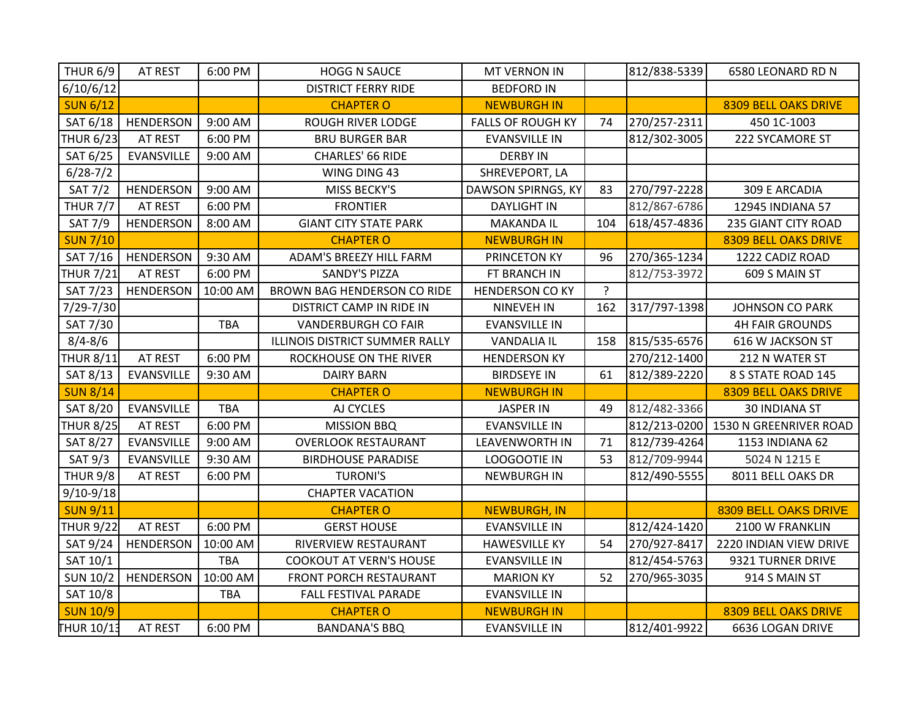| | | | | | | | |
|---|---|---|---|---|---|---|---|
| THUR 6/9 | AT REST | 6:00 PM | HOGG N SAUCE | MT VERNON IN | | 812/838-5339 | 6580 LEONARD RD N |
| 6/10/6/12 | | | DISTRICT FERRY RIDE | BEDFORD IN | | | |
| SUN 6/12 | | | CHAPTER O | NEWBURGH IN | | | 8309 BELL OAKS DRIVE |
| SAT 6/18 | HENDERSON | 9:00 AM | ROUGH RIVER LODGE | FALLS OF ROUGH KY | 74 | 270/257-2311 | 450 1C-1003 |
| THUR 6/23 | AT REST | 6:00 PM | BRU BURGER BAR | EVANSVILLE IN | | 812/302-3005 | 222 SYCAMORE ST |
| SAT 6/25 | EVANSVILLE | 9:00 AM | CHARLES' 66 RIDE | DERBY IN | | | |
| 6/28-7/2 | | | WING DING 43 | SHREVEPORT, LA | | | |
| SAT 7/2 | HENDERSON | 9:00 AM | MISS BECKY'S | DAWSON SPIRNGS, KY | 83 | 270/797-2228 | 309 E ARCADIA |
| THUR 7/7 | AT REST | 6:00 PM | FRONTIER | DAYLIGHT IN | | 812/867-6786 | 12945 INDIANA 57 |
| SAT 7/9 | HENDERSON | 8:00 AM | GIANT CITY STATE PARK | MAKANDA IL | 104 | 618/457-4836 | 235 GIANT CITY ROAD |
| SUN 7/10 | | | CHAPTER O | NEWBURGH IN | | | 8309 BELL OAKS DRIVE |
| SAT 7/16 | HENDERSON | 9:30 AM | ADAM'S BREEZY HILL FARM | PRINCETON KY | 96 | 270/365-1234 | 1222 CADIZ ROAD |
| THUR 7/21 | AT REST | 6:00 PM | SANDY'S PIZZA | FT BRANCH IN | | 812/753-3972 | 609 S MAIN ST |
| SAT 7/23 | HENDERSON | 10:00 AM | BROWN BAG HENDERSON CO RIDE | HENDERSON CO KY | ? | | |
| 7/29-7/30 | | | DISTRICT CAMP IN RIDE IN | NINEVEH IN | 162 | 317/797-1398 | JOHNSON CO PARK |
| SAT 7/30 | | TBA | VANDERBURGH CO FAIR | EVANSVILLE IN | | | 4H FAIR GROUNDS |
| 8/4-8/6 | | | ILLINOIS DISTRICT SUMMER RALLY | VANDALIA IL | 158 | 815/535-6576 | 616 W JACKSON ST |
| THUR 8/11 | AT REST | 6:00 PM | ROCKHOUSE ON THE RIVER | HENDERSON KY | | 270/212-1400 | 212 N WATER ST |
| SAT 8/13 | EVANSVILLE | 9:30 AM | DAIRY BARN | BIRDSEYE IN | 61 | 812/389-2220 | 8 S STATE ROAD 145 |
| SUN 8/14 | | | CHAPTER O | NEWBURGH IN | | | 8309 BELL OAKS DRIVE |
| SAT 8/20 | EVANSVILLE | TBA | AJ CYCLES | JASPER IN | 49 | 812/482-3366 | 30 INDIANA ST |
| THUR 8/25 | AT REST | 6:00 PM | MISSION BBQ | EVANSVILLE IN | | 812/213-0200 | 1530 N GREENRIVER ROAD |
| SAT 8/27 | EVANSVILLE | 9:00 AM | OVERLOOK RESTAURANT | LEAVENWORTH IN | 71 | 812/739-4264 | 1153 INDIANA 62 |
| SAT 9/3 | EVANSVILLE | 9:30 AM | BIRDHOUSE PARADISE | LOOGOOTIE IN | 53 | 812/709-9944 | 5024 N 1215 E |
| THUR 9/8 | AT REST | 6:00 PM | TURONI'S | NEWBURGH IN | | 812/490-5555 | 8011 BELL OAKS DR |
| 9/10-9/18 | | | CHAPTER VACATION | | | | |
| SUN 9/11 | | | CHAPTER O | NEWBURGH, IN | | | 8309 BELL OAKS DRIVE |
| THUR 9/22 | AT REST | 6:00 PM | GERST HOUSE | EVANSVILLE IN | | 812/424-1420 | 2100 W FRANKLIN |
| SAT 9/24 | HENDERSON | 10:00 AM | RIVERVIEW RESTAURANT | HAWESVILLE KY | 54 | 270/927-8417 | 2220 INDIAN VIEW DRIVE |
| SAT 10/1 | | TBA | COOKOUT AT VERN'S HOUSE | EVANSVILLE IN | | 812/454-5763 | 9321 TURNER DRIVE |
| SUN 10/2 | HENDERSON | 10:00 AM | FRONT PORCH RESTAURANT | MARION KY | 52 | 270/965-3035 | 914 S MAIN ST |
| SAT 10/8 | | TBA | FALL FESTIVAL PARADE | EVANSVILLE IN | | | |
| SUN 10/9 | | | CHAPTER O | NEWBURGH IN | | | 8309 BELL OAKS DRIVE |
| THUR 10/13 | AT REST | 6:00 PM | BANDANA'S BBQ | EVANSVILLE IN | | 812/401-9922 | 6636 LOGAN DRIVE |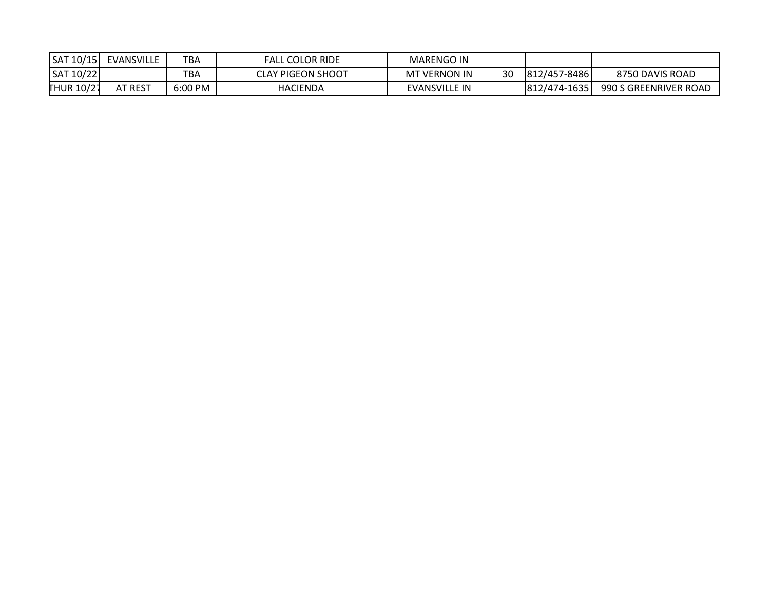| | | | | | | | |
|---|---|---|---|---|---|---|---|
| SAT 10/15 | EVANSVILLE | TBA | FALL COLOR RIDE | MARENGO IN | | | |
| SAT 10/22 | | TBA | CLAY PIGEON SHOOT | MT VERNON IN | 30 | 812/457-8486 | 8750 DAVIS ROAD |
| THUR 10/27 | AT REST | 6:00 PM | HACIENDA | EVANSVILLE IN | | 812/474-1635 | 990 S GREENRIVER ROAD |